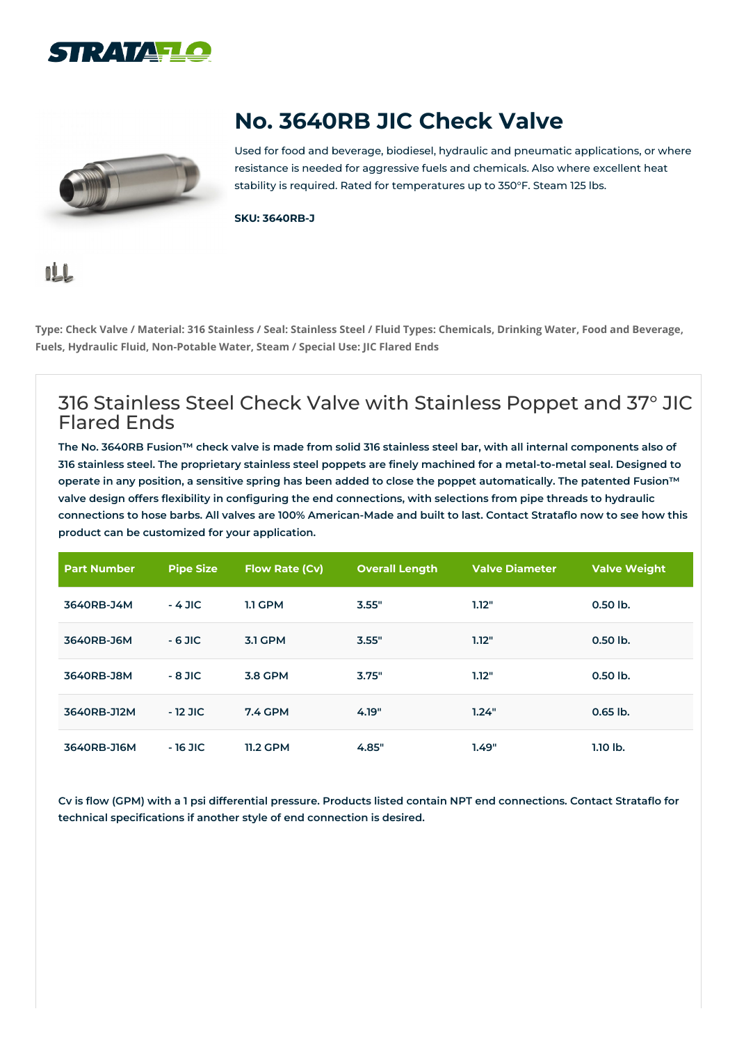# No. 3640RB JIC Check Valve

Used for food and beverage, biodiesel, hydraulic and pneumatic applications, or where resistance is needed for aggressive fuels and chemicals. Also where excellent heat stability is required. Rated for temperatures up to 350°F. Steam 125 lbs.

**SKU: 3640RB-J**

**Type: Check Valve / Material: 316 Stainless / Seal: Stainless Steel / Fluid Types: Chemicals, Drinking Water, Food and Beverage, Fuels, Hydraulic Fluid, Non-Potable Water, Steam / Special Use: JIC Flared Ends**

## 316 Stainless Steel Check Valve with Stainless Poppet and 37° JIC Flared Ends

**The No. 3640RB Fusion™ check valve is made from solid 316 stainless steel bar, with all internal components also of 316 stainless steel. The proprietary stainless steel poppets are finely machined for a metal-to-metal seal. Designed to operate in any position, a sensitive spring has been added to close the poppet automatically. The patented Fusion™ valve design offers flexibility in configuring the end connections, with selections from pipe threads to hydraulic connections to hose barbs. All valves are 100% American-Made and built to last. Contact Strataflo now to see how this product can be customized for your application.**

| Part Number | Pipe Size | Flow Rate (Cv) | Overall Length | Valve Diameter | Valve Weight |
|---|---|---|---|---|---|
| 3640RB-J4M | - 4 JIC | 1.1 GPM | 3.55" | 1.12" | 0.50 lb. |
| 3640RB-J6M | - 6 JIC | 3.1 GPM | 3.55" | 1.12" | 0.50 lb. |
| 3640RB-J8M | - 8 JIC | 3.8 GPM | 3.75" | 1.12" | 0.50 lb. |
| 3640RB-J12M | - 12 JIC | 7.4 GPM | 4.19" | 1.24" | 0.65 lb. |
| 3640RB-J16M | - 16 JIC | 11.2 GPM | 4.85" | 1.49" | 1.10 lb. |

**Cv is flow (GPM) with a 1 psi differential pressure. Products listed contain NPT end connections. Contact Strataflo for technical specifications if another style of end connection is desired.**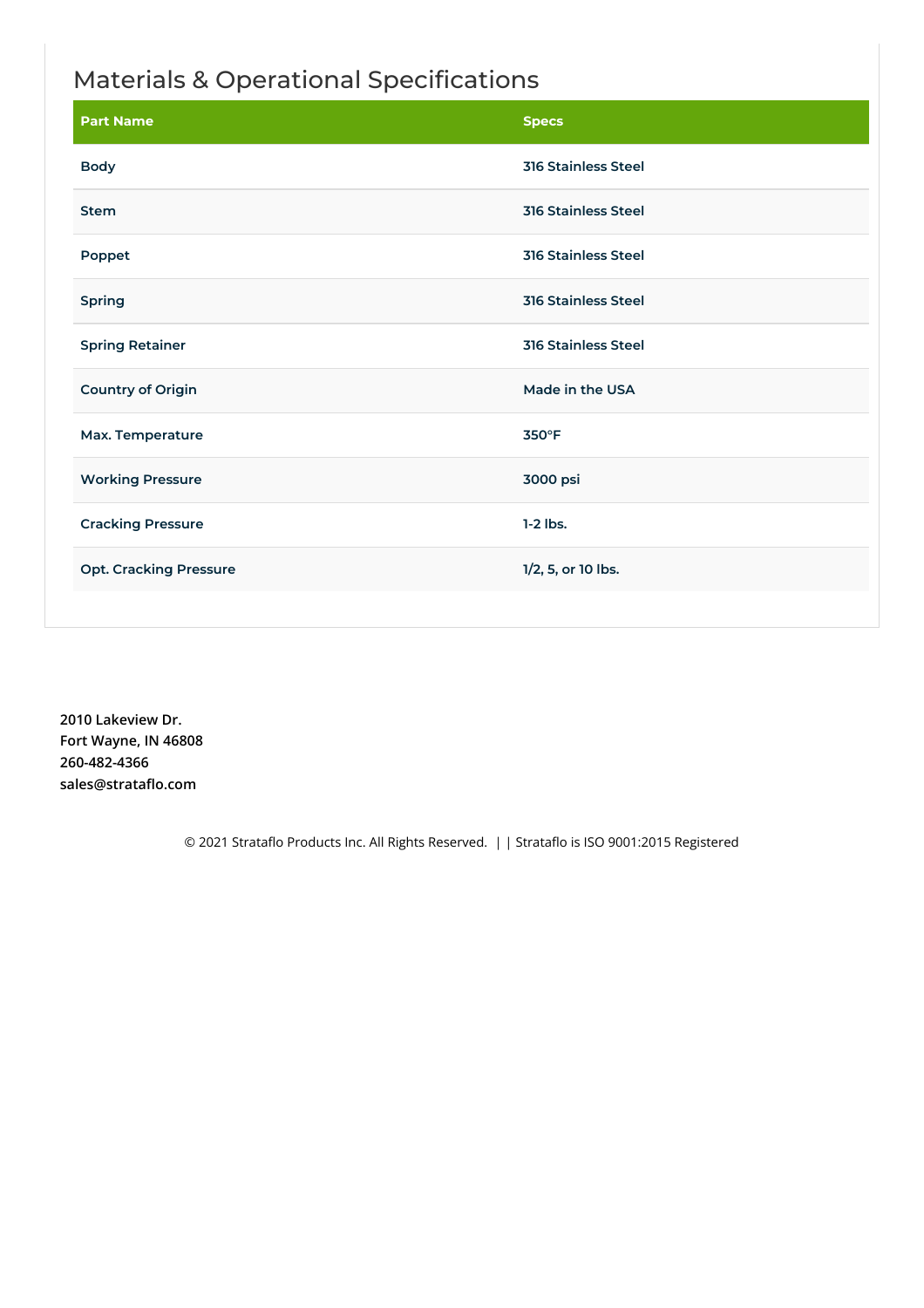## Materials & Operational Specifications

| Part Name | Specs |
|---|---|
| Body | 316 Stainless Steel |
| Stem | 316 Stainless Steel |
| Poppet | 316 Stainless Steel |
| Spring | 316 Stainless Steel |
| Spring Retainer | 316 Stainless Steel |
| Country of Origin | Made in the USA |
| Max. Temperature | 350°F |
| Working Pressure | 3000 psi |
| Cracking Pressure | 1-2 lbs. |
| Opt. Cracking Pressure | 1/2, 5, or 10 lbs. |

**2010 Lakeview Dr.**
**Fort Wayne, IN 46808**
**260-482-4366**
**sales@strataflo.com**

© 2021 Strataflo Products Inc. All Rights Reserved. | | Strataflo is ISO 9001:2015 Registered